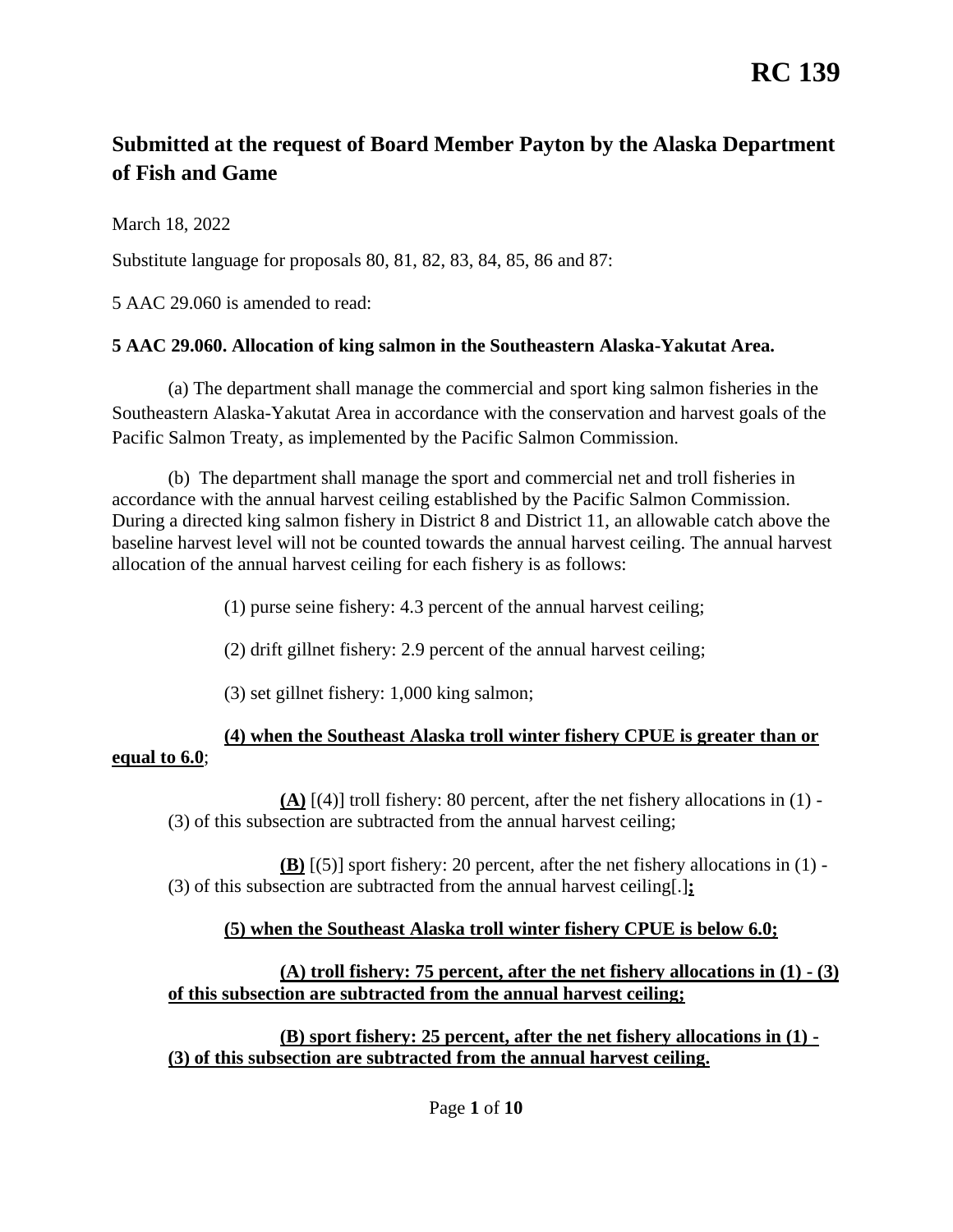**RC 139**

## Submitted at the request of Board Member Payton by the Alaska Department of Fish and Game

March 18, 2022

Substitute language for proposals 80, 81, 82, 83, 84, 85, 86 and 87:

5 AAC 29.060 is amended to read:

**5 AAC 29.060. Allocation of king salmon in the Southeastern Alaska-Yakutat Area.**

(a) The department shall manage the commercial and sport king salmon fisheries in the Southeastern Alaska-Yakutat Area in accordance with the conservation and harvest goals of the Pacific Salmon Treaty, as implemented by the Pacific Salmon Commission.

(b) The department shall manage the sport and commercial net and troll fisheries in accordance with the annual harvest ceiling established by the Pacific Salmon Commission. During a directed king salmon fishery in District 8 and District 11, an allowable catch above the baseline harvest level will not be counted towards the annual harvest ceiling. The annual harvest allocation of the annual harvest ceiling for each fishery is as follows:

(1) purse seine fishery: 4.3 percent of the annual harvest ceiling;

(2) drift gillnet fishery: 2.9 percent of the annual harvest ceiling;

(3) set gillnet fishery: 1,000 king salmon;

<u>**(4) when the Southeast Alaska troll winter fishery CPUE is greater than or equal to 6.0**</u>;

<u>**(A)**</u> [(4)] troll fishery: 80 percent, after the net fishery allocations in (1) - (3) of this subsection are subtracted from the annual harvest ceiling;

<u>**(B)**</u> [(5)] sport fishery: 20 percent, after the net fishery allocations in (1) - (3) of this subsection are subtracted from the annual harvest ceiling[.]<u>**;**</u>

<u>**(5) when the Southeast Alaska troll winter fishery CPUE is below 6.0;**</u>

<u>**(A) troll fishery: 75 percent, after the net fishery allocations in (1) - (3) of this subsection are subtracted from the annual harvest ceiling;**</u>

<u>**(B) sport fishery: 25 percent, after the net fishery allocations in (1) - (3) of this subsection are subtracted from the annual harvest ceiling.**</u>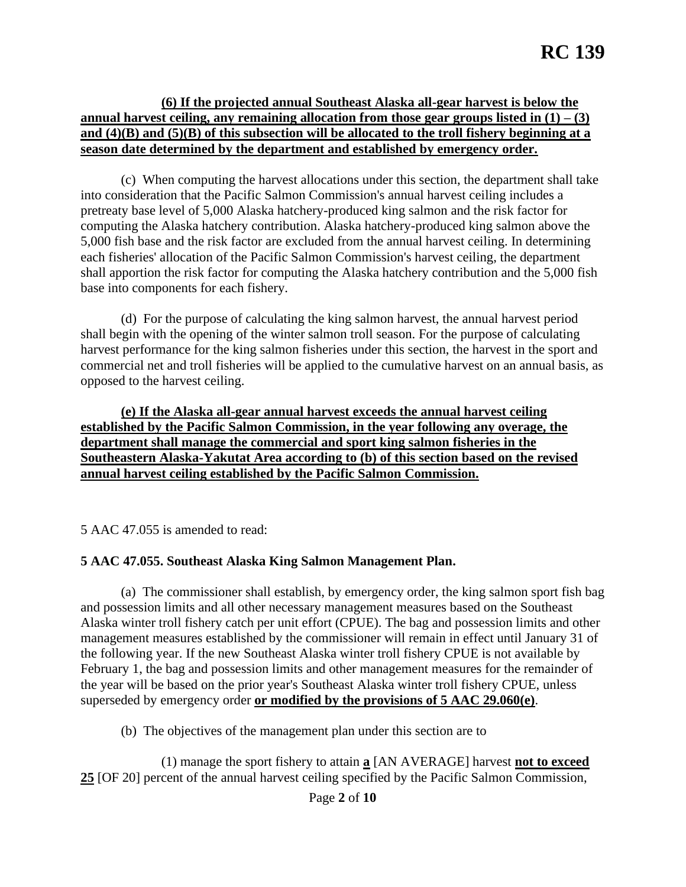**RC 139**

**(6) If the projected annual Southeast Alaska all-gear harvest is below the annual harvest ceiling, any remaining allocation from those gear groups listed in (1) – (3) and (4)(B) and (5)(B) of this subsection will be allocated to the troll fishery beginning at a season date determined by the department and established by emergency order.**

(c) When computing the harvest allocations under this section, the department shall take into consideration that the Pacific Salmon Commission's annual harvest ceiling includes a pretreaty base level of 5,000 Alaska hatchery-produced king salmon and the risk factor for computing the Alaska hatchery contribution. Alaska hatchery-produced king salmon above the 5,000 fish base and the risk factor are excluded from the annual harvest ceiling. In determining each fisheries' allocation of the Pacific Salmon Commission's harvest ceiling, the department shall apportion the risk factor for computing the Alaska hatchery contribution and the 5,000 fish base into components for each fishery.

(d) For the purpose of calculating the king salmon harvest, the annual harvest period shall begin with the opening of the winter salmon troll season. For the purpose of calculating harvest performance for the king salmon fisheries under this section, the harvest in the sport and commercial net and troll fisheries will be applied to the cumulative harvest on an annual basis, as opposed to the harvest ceiling.

**(e) If the Alaska all-gear annual harvest exceeds the annual harvest ceiling established by the Pacific Salmon Commission, in the year following any overage, the department shall manage the commercial and sport king salmon fisheries in the Southeastern Alaska-Yakutat Area according to (b) of this section based on the revised annual harvest ceiling established by the Pacific Salmon Commission.**

5 AAC 47.055 is amended to read:

**5 AAC 47.055. Southeast Alaska King Salmon Management Plan.**

(a) The commissioner shall establish, by emergency order, the king salmon sport fish bag and possession limits and all other necessary management measures based on the Southeast Alaska winter troll fishery catch per unit effort (CPUE). The bag and possession limits and other management measures established by the commissioner will remain in effect until January 31 of the following year. If the new Southeast Alaska winter troll fishery CPUE is not available by February 1, the bag and possession limits and other management measures for the remainder of the year will be based on the prior year's Southeast Alaska winter troll fishery CPUE, unless superseded by emergency order **or modified by the provisions of 5 AAC 29.060(e)**.

(b) The objectives of the management plan under this section are to

(1) manage the sport fishery to attain **a** [AN AVERAGE] harvest **not to exceed 25** [OF 20] percent of the annual harvest ceiling specified by the Pacific Salmon Commission,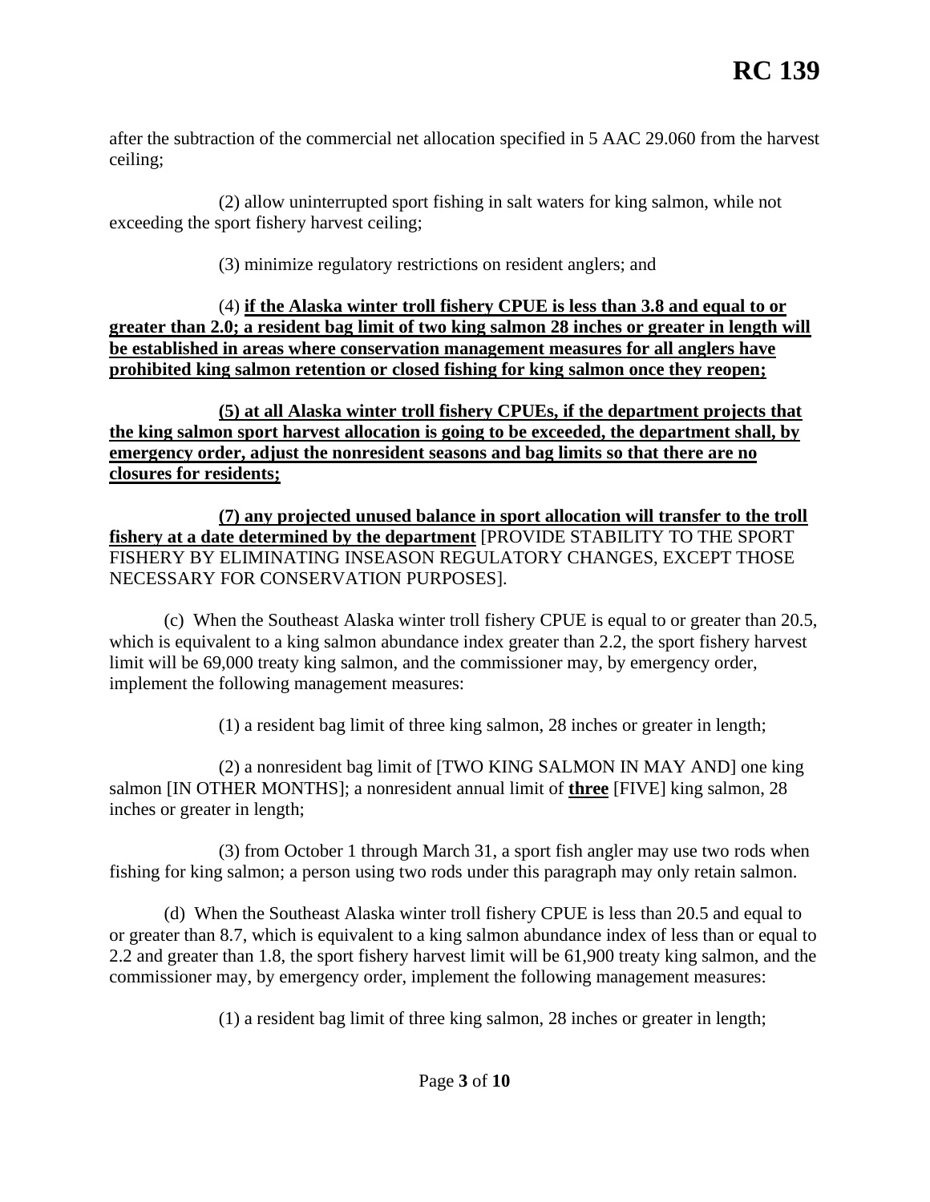after the subtraction of the commercial net allocation specified in 5 AAC 29.060 from the harvest ceiling;

(2) allow uninterrupted sport fishing in salt waters for king salmon, while not exceeding the sport fishery harvest ceiling;

(3) minimize regulatory restrictions on resident anglers; and

(4) **if the Alaska winter troll fishery CPUE is less than 3.8 and equal to or greater than 2.0; a resident bag limit of two king salmon 28 inches or greater in length will be established in areas where conservation management measures for all anglers have prohibited king salmon retention or closed fishing for king salmon once they reopen;**

**(5) at all Alaska winter troll fishery CPUEs, if the department projects that the king salmon sport harvest allocation is going to be exceeded, the department shall, by emergency order, adjust the nonresident seasons and bag limits so that there are no closures for residents;**

**(7) any projected unused balance in sport allocation will transfer to the troll fishery at a date determined by the department** [PROVIDE STABILITY TO THE SPORT FISHERY BY ELIMINATING INSEASON REGULATORY CHANGES, EXCEPT THOSE NECESSARY FOR CONSERVATION PURPOSES].

(c) When the Southeast Alaska winter troll fishery CPUE is equal to or greater than 20.5, which is equivalent to a king salmon abundance index greater than 2.2, the sport fishery harvest limit will be 69,000 treaty king salmon, and the commissioner may, by emergency order, implement the following management measures:

(1) a resident bag limit of three king salmon, 28 inches or greater in length;

(2) a nonresident bag limit of [TWO KING SALMON IN MAY AND] one king salmon [IN OTHER MONTHS]; a nonresident annual limit of **three** [FIVE] king salmon, 28 inches or greater in length;

(3) from October 1 through March 31, a sport fish angler may use two rods when fishing for king salmon; a person using two rods under this paragraph may only retain salmon.

(d) When the Southeast Alaska winter troll fishery CPUE is less than 20.5 and equal to or greater than 8.7, which is equivalent to a king salmon abundance index of less than or equal to 2.2 and greater than 1.8, the sport fishery harvest limit will be 61,900 treaty king salmon, and the commissioner may, by emergency order, implement the following management measures:

(1) a resident bag limit of three king salmon, 28 inches or greater in length;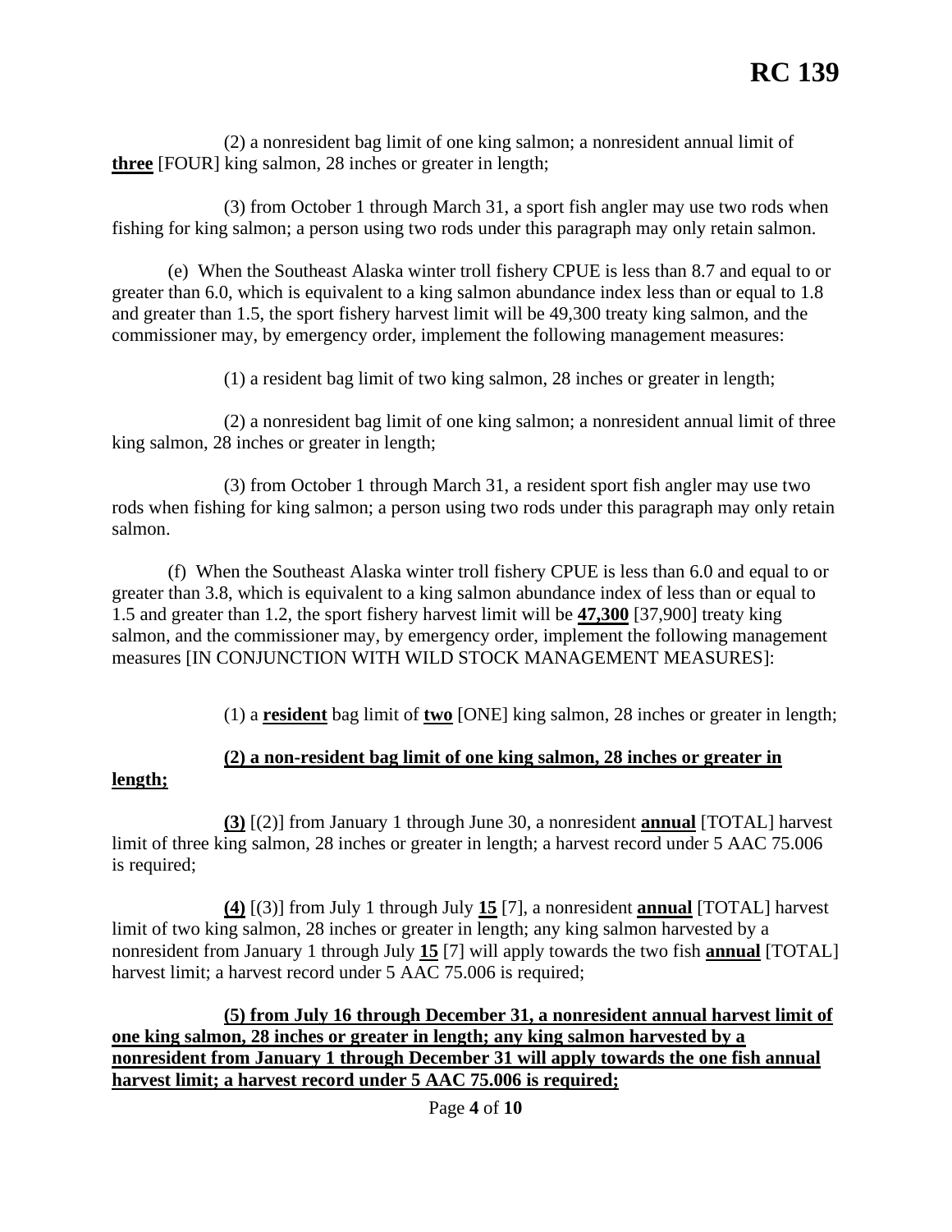**RC 139**

(2) a nonresident bag limit of one king salmon; a nonresident annual limit of **three** [FOUR] king salmon, 28 inches or greater in length;

(3) from October 1 through March 31, a sport fish angler may use two rods when fishing for king salmon; a person using two rods under this paragraph may only retain salmon.

(e) When the Southeast Alaska winter troll fishery CPUE is less than 8.7 and equal to or greater than 6.0, which is equivalent to a king salmon abundance index less than or equal to 1.8 and greater than 1.5, the sport fishery harvest limit will be 49,300 treaty king salmon, and the commissioner may, by emergency order, implement the following management measures:

(1) a resident bag limit of two king salmon, 28 inches or greater in length;

(2) a nonresident bag limit of one king salmon; a nonresident annual limit of three king salmon, 28 inches or greater in length;

(3) from October 1 through March 31, a resident sport fish angler may use two rods when fishing for king salmon; a person using two rods under this paragraph may only retain salmon.

(f) When the Southeast Alaska winter troll fishery CPUE is less than 6.0 and equal to or greater than 3.8, which is equivalent to a king salmon abundance index of less than or equal to 1.5 and greater than 1.2, the sport fishery harvest limit will be **47,300** [37,900] treaty king salmon, and the commissioner may, by emergency order, implement the following management measures [IN CONJUNCTION WITH WILD STOCK MANAGEMENT MEASURES]:

(1) a **resident** bag limit of **two** [ONE] king salmon, 28 inches or greater in length;

**(2) a non-resident bag limit of one king salmon, 28 inches or greater in length;**

**(3)** [(2)] from January 1 through June 30, a nonresident **annual** [TOTAL] harvest limit of three king salmon, 28 inches or greater in length; a harvest record under 5 AAC 75.006 is required;

**(4)** [(3)] from July 1 through July **15** [7], a nonresident **annual** [TOTAL] harvest limit of two king salmon, 28 inches or greater in length; any king salmon harvested by a nonresident from January 1 through July **15** [7] will apply towards the two fish **annual** [TOTAL] harvest limit; a harvest record under 5 AAC 75.006 is required;

**(5) from July 16 through December 31, a nonresident annual harvest limit of one king salmon, 28 inches or greater in length; any king salmon harvested by a nonresident from January 1 through December 31 will apply towards the one fish annual harvest limit; a harvest record under 5 AAC 75.006 is required;**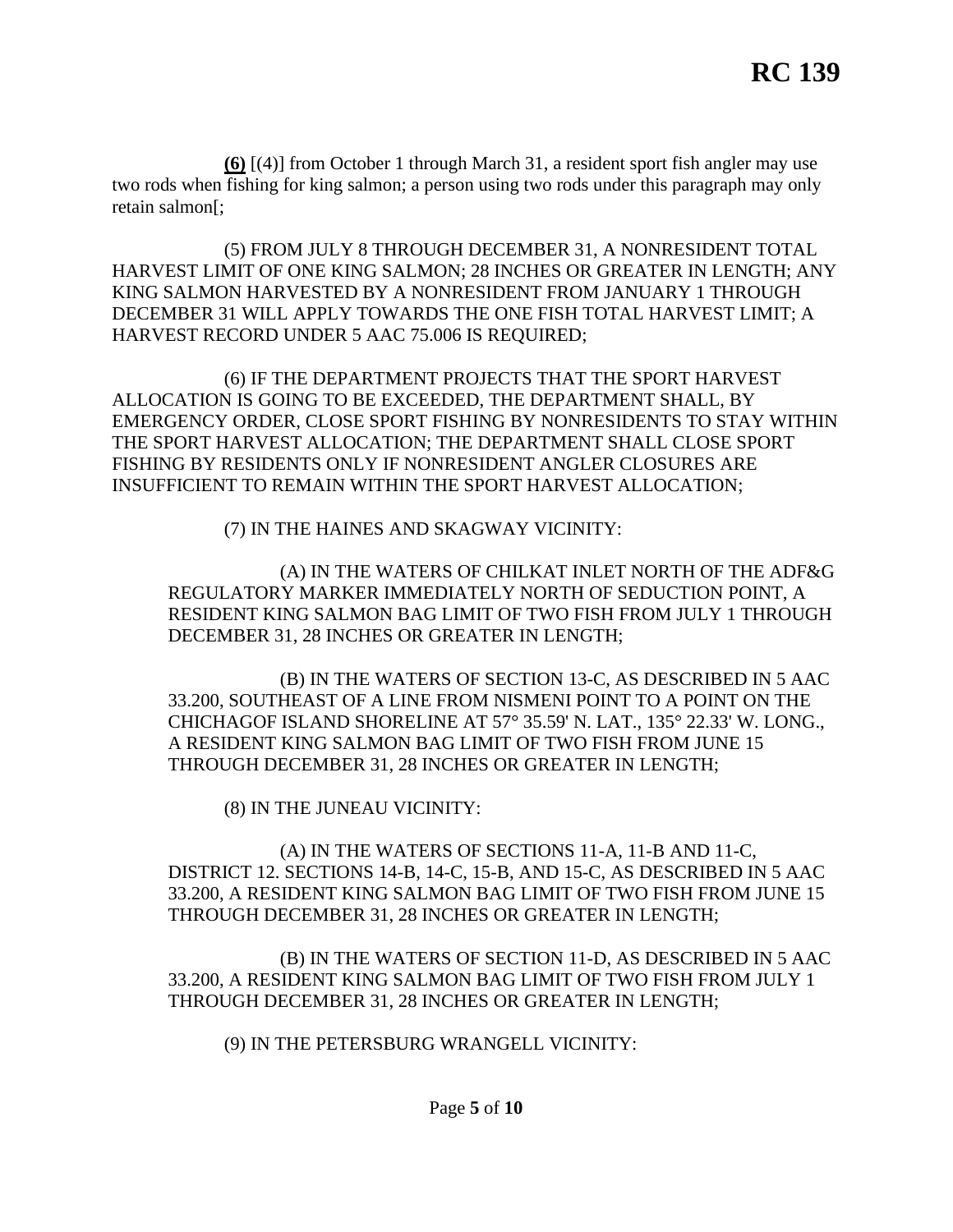**(6)** [(4)] from October 1 through March 31, a resident sport fish angler may use two rods when fishing for king salmon; a person using two rods under this paragraph may only retain salmon[;

(5) FROM JULY 8 THROUGH DECEMBER 31, A NONRESIDENT TOTAL HARVEST LIMIT OF ONE KING SALMON; 28 INCHES OR GREATER IN LENGTH; ANY KING SALMON HARVESTED BY A NONRESIDENT FROM JANUARY 1 THROUGH DECEMBER 31 WILL APPLY TOWARDS THE ONE FISH TOTAL HARVEST LIMIT; A HARVEST RECORD UNDER 5 AAC 75.006 IS REQUIRED;

(6) IF THE DEPARTMENT PROJECTS THAT THE SPORT HARVEST ALLOCATION IS GOING TO BE EXCEEDED, THE DEPARTMENT SHALL, BY EMERGENCY ORDER, CLOSE SPORT FISHING BY NONRESIDENTS TO STAY WITHIN THE SPORT HARVEST ALLOCATION; THE DEPARTMENT SHALL CLOSE SPORT FISHING BY RESIDENTS ONLY IF NONRESIDENT ANGLER CLOSURES ARE INSUFFICIENT TO REMAIN WITHIN THE SPORT HARVEST ALLOCATION;

(7) IN THE HAINES AND SKAGWAY VICINITY:

(A) IN THE WATERS OF CHILKAT INLET NORTH OF THE ADF&G REGULATORY MARKER IMMEDIATELY NORTH OF SEDUCTION POINT, A RESIDENT KING SALMON BAG LIMIT OF TWO FISH FROM JULY 1 THROUGH DECEMBER 31, 28 INCHES OR GREATER IN LENGTH;

(B) IN THE WATERS OF SECTION 13-C, AS DESCRIBED IN 5 AAC 33.200, SOUTHEAST OF A LINE FROM NISMENI POINT TO A POINT ON THE CHICHAGOF ISLAND SHORELINE AT 57° 35.59' N. LAT., 135° 22.33' W. LONG., A RESIDENT KING SALMON BAG LIMIT OF TWO FISH FROM JUNE 15 THROUGH DECEMBER 31, 28 INCHES OR GREATER IN LENGTH;

(8) IN THE JUNEAU VICINITY:

(A) IN THE WATERS OF SECTIONS 11-A, 11-B AND 11-C, DISTRICT 12. SECTIONS 14-B, 14-C, 15-B, AND 15-C, AS DESCRIBED IN 5 AAC 33.200, A RESIDENT KING SALMON BAG LIMIT OF TWO FISH FROM JUNE 15 THROUGH DECEMBER 31, 28 INCHES OR GREATER IN LENGTH;

(B) IN THE WATERS OF SECTION 11-D, AS DESCRIBED IN 5 AAC 33.200, A RESIDENT KING SALMON BAG LIMIT OF TWO FISH FROM JULY 1 THROUGH DECEMBER 31, 28 INCHES OR GREATER IN LENGTH;

(9) IN THE PETERSBURG WRANGELL VICINITY: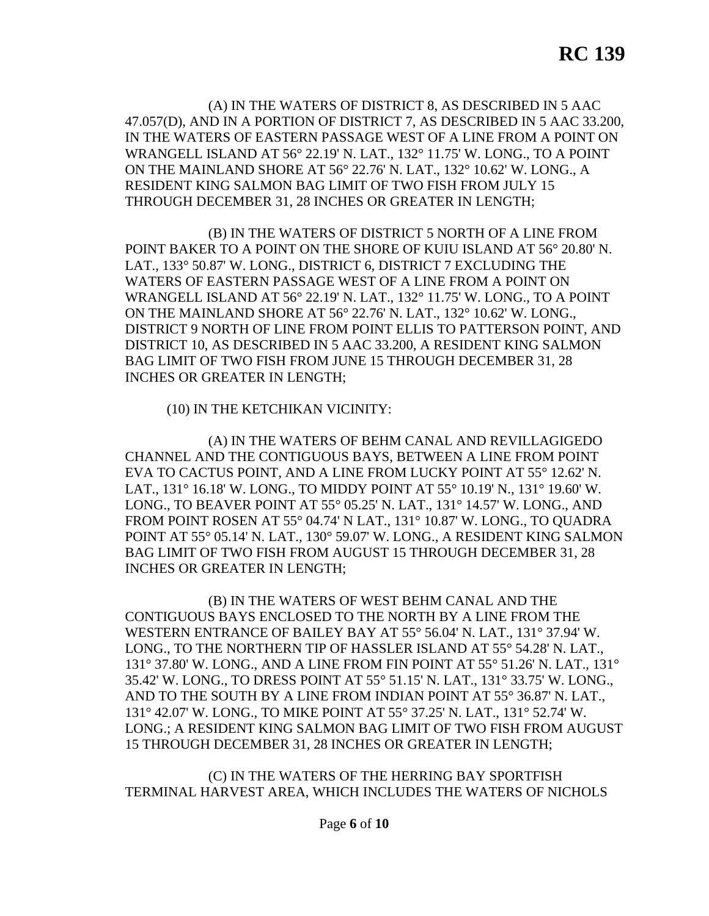(A) IN THE WATERS OF DISTRICT 8, AS DESCRIBED IN 5 AAC 47.057(D), AND IN A PORTION OF DISTRICT 7, AS DESCRIBED IN 5 AAC 33.200, IN THE WATERS OF EASTERN PASSAGE WEST OF A LINE FROM A POINT ON WRANGELL ISLAND AT 56° 22.19' N. LAT., 132° 11.75' W. LONG., TO A POINT ON THE MAINLAND SHORE AT 56° 22.76' N. LAT., 132° 10.62' W. LONG., A RESIDENT KING SALMON BAG LIMIT OF TWO FISH FROM JULY 15 THROUGH DECEMBER 31, 28 INCHES OR GREATER IN LENGTH;

(B) IN THE WATERS OF DISTRICT 5 NORTH OF A LINE FROM POINT BAKER TO A POINT ON THE SHORE OF KUIU ISLAND AT 56° 20.80' N. LAT., 133° 50.87' W. LONG., DISTRICT 6, DISTRICT 7 EXCLUDING THE WATERS OF EASTERN PASSAGE WEST OF A LINE FROM A POINT ON WRANGELL ISLAND AT 56° 22.19' N. LAT., 132° 11.75' W. LONG., TO A POINT ON THE MAINLAND SHORE AT 56° 22.76' N. LAT., 132° 10.62' W. LONG., DISTRICT 9 NORTH OF LINE FROM POINT ELLIS TO PATTERSON POINT, AND DISTRICT 10, AS DESCRIBED IN 5 AAC 33.200, A RESIDENT KING SALMON BAG LIMIT OF TWO FISH FROM JUNE 15 THROUGH DECEMBER 31, 28 INCHES OR GREATER IN LENGTH;

(10) IN THE KETCHIKAN VICINITY:

(A) IN THE WATERS OF BEHM CANAL AND REVILLAGIGEDO CHANNEL AND THE CONTIGUOUS BAYS, BETWEEN A LINE FROM POINT EVA TO CACTUS POINT, AND A LINE FROM LUCKY POINT AT 55° 12.62' N. LAT., 131° 16.18' W. LONG., TO MIDDY POINT AT 55° 10.19' N., 131° 19.60' W. LONG., TO BEAVER POINT AT 55° 05.25' N. LAT., 131° 14.57' W. LONG., AND FROM POINT ROSEN AT 55° 04.74' N LAT., 131° 10.87' W. LONG., TO QUADRA POINT AT 55° 05.14' N. LAT., 130° 59.07' W. LONG., A RESIDENT KING SALMON BAG LIMIT OF TWO FISH FROM AUGUST 15 THROUGH DECEMBER 31, 28 INCHES OR GREATER IN LENGTH;

(B) IN THE WATERS OF WEST BEHM CANAL AND THE CONTIGUOUS BAYS ENCLOSED TO THE NORTH BY A LINE FROM THE WESTERN ENTRANCE OF BAILEY BAY AT 55° 56.04' N. LAT., 131° 37.94' W. LONG., TO THE NORTHERN TIP OF HASSLER ISLAND AT 55° 54.28' N. LAT., 131° 37.80' W. LONG., AND A LINE FROM FIN POINT AT 55° 51.26' N. LAT., 131° 35.42' W. LONG., TO DRESS POINT AT 55° 51.15' N. LAT., 131° 33.75' W. LONG., AND TO THE SOUTH BY A LINE FROM INDIAN POINT AT 55° 36.87' N. LAT., 131° 42.07' W. LONG., TO MIKE POINT AT 55° 37.25' N. LAT., 131° 52.74' W. LONG.; A RESIDENT KING SALMON BAG LIMIT OF TWO FISH FROM AUGUST 15 THROUGH DECEMBER 31, 28 INCHES OR GREATER IN LENGTH;

(C) IN THE WATERS OF THE HERRING BAY SPORTFISH TERMINAL HARVEST AREA, WHICH INCLUDES THE WATERS OF NICHOLS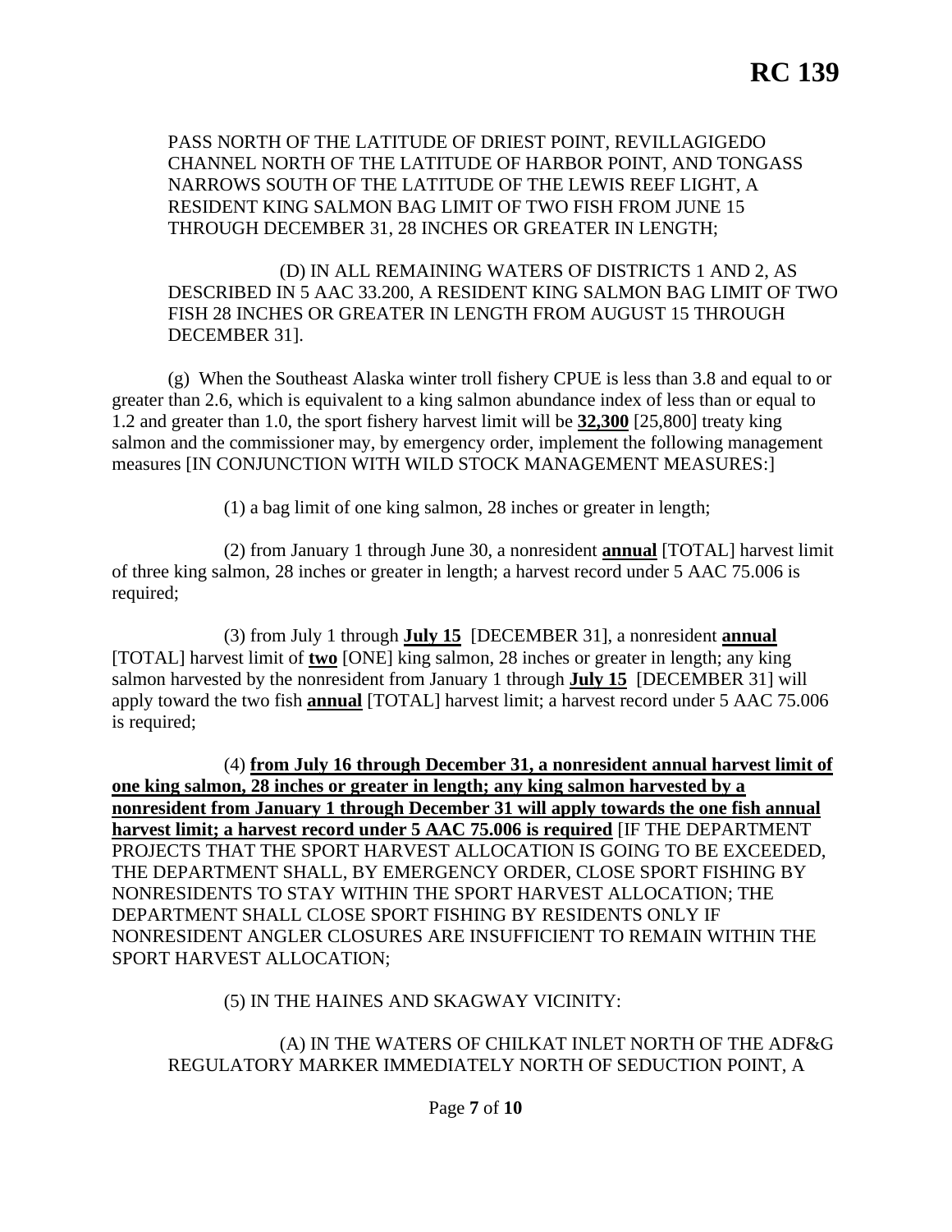**RC 139**

PASS NORTH OF THE LATITUDE OF DRIEST POINT, REVILLAGIGEDO CHANNEL NORTH OF THE LATITUDE OF HARBOR POINT, AND TONGASS NARROWS SOUTH OF THE LATITUDE OF THE LEWIS REEF LIGHT, A RESIDENT KING SALMON BAG LIMIT OF TWO FISH FROM JUNE 15 THROUGH DECEMBER 31, 28 INCHES OR GREATER IN LENGTH;

(D) IN ALL REMAINING WATERS OF DISTRICTS 1 AND 2, AS DESCRIBED IN 5 AAC 33.200, A RESIDENT KING SALMON BAG LIMIT OF TWO FISH 28 INCHES OR GREATER IN LENGTH FROM AUGUST 15 THROUGH DECEMBER 31].

(g) When the Southeast Alaska winter troll fishery CPUE is less than 3.8 and equal to or greater than 2.6, which is equivalent to a king salmon abundance index of less than or equal to 1.2 and greater than 1.0, the sport fishery harvest limit will be **32,300** [25,800] treaty king salmon and the commissioner may, by emergency order, implement the following management measures [IN CONJUNCTION WITH WILD STOCK MANAGEMENT MEASURES:]

(1) a bag limit of one king salmon, 28 inches or greater in length;

(2) from January 1 through June 30, a nonresident **annual** [TOTAL] harvest limit of three king salmon, 28 inches or greater in length; a harvest record under 5 AAC 75.006 is required;

(3) from July 1 through **July 15** [DECEMBER 31], a nonresident **annual** [TOTAL] harvest limit of **two** [ONE] king salmon, 28 inches or greater in length; any king salmon harvested by the nonresident from January 1 through **July 15** [DECEMBER 31] will apply toward the two fish **annual** [TOTAL] harvest limit; a harvest record under 5 AAC 75.006 is required;

(4) **from July 16 through December 31, a nonresident annual harvest limit of one king salmon, 28 inches or greater in length; any king salmon harvested by a nonresident from January 1 through December 31 will apply towards the one fish annual harvest limit; a harvest record under 5 AAC 75.006 is required** [IF THE DEPARTMENT PROJECTS THAT THE SPORT HARVEST ALLOCATION IS GOING TO BE EXCEEDED, THE DEPARTMENT SHALL, BY EMERGENCY ORDER, CLOSE SPORT FISHING BY NONRESIDENTS TO STAY WITHIN THE SPORT HARVEST ALLOCATION; THE DEPARTMENT SHALL CLOSE SPORT FISHING BY RESIDENTS ONLY IF NONRESIDENT ANGLER CLOSURES ARE INSUFFICIENT TO REMAIN WITHIN THE SPORT HARVEST ALLOCATION;

(5) IN THE HAINES AND SKAGWAY VICINITY:

(A) IN THE WATERS OF CHILKAT INLET NORTH OF THE ADF&G REGULATORY MARKER IMMEDIATELY NORTH OF SEDUCTION POINT, A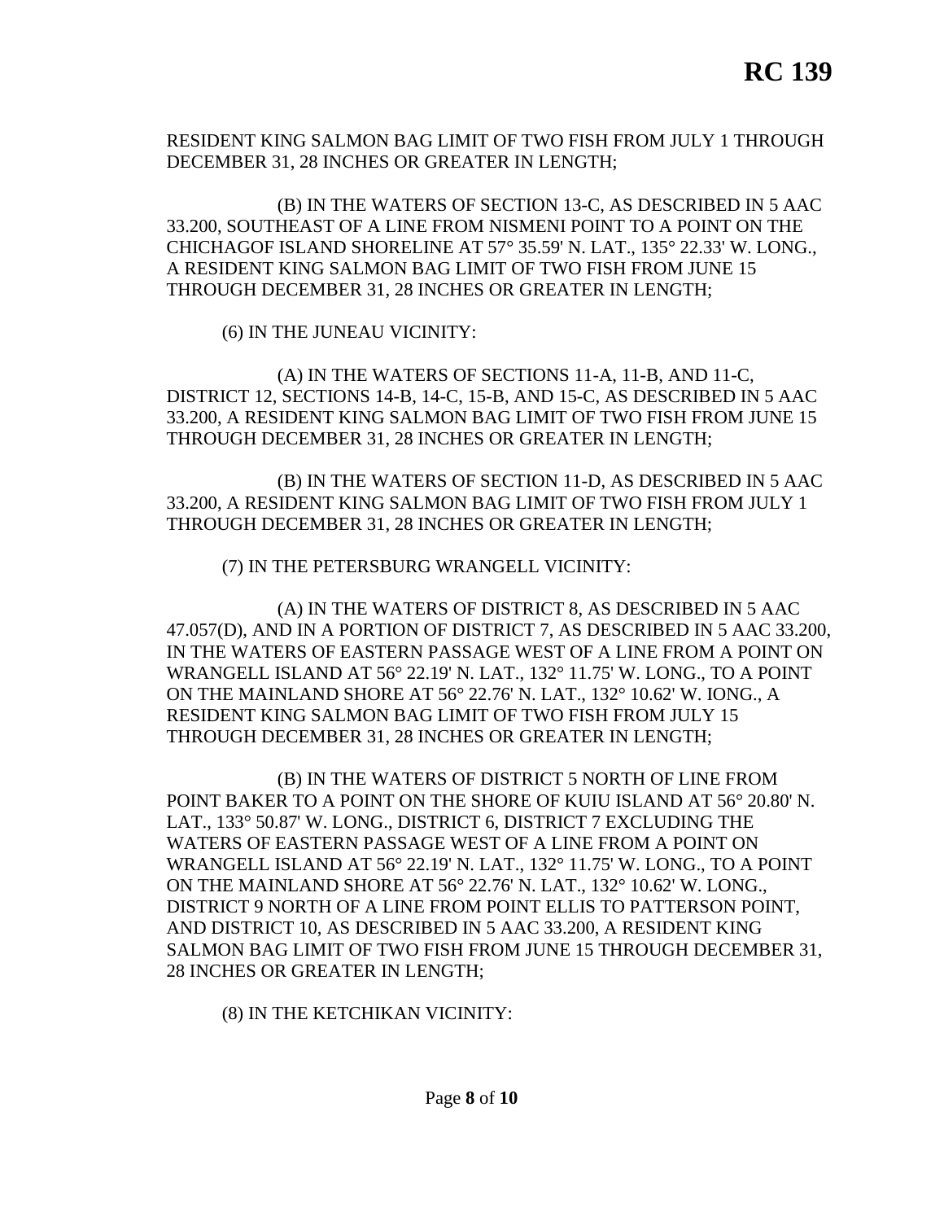RESIDENT KING SALMON BAG LIMIT OF TWO FISH FROM JULY 1 THROUGH DECEMBER 31, 28 INCHES OR GREATER IN LENGTH;

(B) IN THE WATERS OF SECTION 13-C, AS DESCRIBED IN 5 AAC 33.200, SOUTHEAST OF A LINE FROM NISMENI POINT TO A POINT ON THE CHICHAGOF ISLAND SHORELINE AT 57° 35.59' N. LAT., 135° 22.33' W. LONG., A RESIDENT KING SALMON BAG LIMIT OF TWO FISH FROM JUNE 15 THROUGH DECEMBER 31, 28 INCHES OR GREATER IN LENGTH;

(6) IN THE JUNEAU VICINITY:

(A) IN THE WATERS OF SECTIONS 11-A, 11-B, AND 11-C, DISTRICT 12, SECTIONS 14-B, 14-C, 15-B, AND 15-C, AS DESCRIBED IN 5 AAC 33.200, A RESIDENT KING SALMON BAG LIMIT OF TWO FISH FROM JUNE 15 THROUGH DECEMBER 31, 28 INCHES OR GREATER IN LENGTH;

(B) IN THE WATERS OF SECTION 11-D, AS DESCRIBED IN 5 AAC 33.200, A RESIDENT KING SALMON BAG LIMIT OF TWO FISH FROM JULY 1 THROUGH DECEMBER 31, 28 INCHES OR GREATER IN LENGTH;

(7) IN THE PETERSBURG WRANGELL VICINITY:

(A) IN THE WATERS OF DISTRICT 8, AS DESCRIBED IN 5 AAC 47.057(D), AND IN A PORTION OF DISTRICT 7, AS DESCRIBED IN 5 AAC 33.200, IN THE WATERS OF EASTERN PASSAGE WEST OF A LINE FROM A POINT ON WRANGELL ISLAND AT 56° 22.19' N. LAT., 132° 11.75' W. LONG., TO A POINT ON THE MAINLAND SHORE AT 56° 22.76' N. LAT., 132° 10.62' W. IONG., A RESIDENT KING SALMON BAG LIMIT OF TWO FISH FROM JULY 15 THROUGH DECEMBER 31, 28 INCHES OR GREATER IN LENGTH;

(B) IN THE WATERS OF DISTRICT 5 NORTH OF LINE FROM POINT BAKER TO A POINT ON THE SHORE OF KUIU ISLAND AT 56° 20.80' N. LAT., 133° 50.87' W. LONG., DISTRICT 6, DISTRICT 7 EXCLUDING THE WATERS OF EASTERN PASSAGE WEST OF A LINE FROM A POINT ON WRANGELL ISLAND AT 56° 22.19' N. LAT., 132° 11.75' W. LONG., TO A POINT ON THE MAINLAND SHORE AT 56° 22.76' N. LAT., 132° 10.62' W. LONG., DISTRICT 9 NORTH OF A LINE FROM POINT ELLIS TO PATTERSON POINT, AND DISTRICT 10, AS DESCRIBED IN 5 AAC 33.200, A RESIDENT KING SALMON BAG LIMIT OF TWO FISH FROM JUNE 15 THROUGH DECEMBER 31, 28 INCHES OR GREATER IN LENGTH;

(8) IN THE KETCHIKAN VICINITY: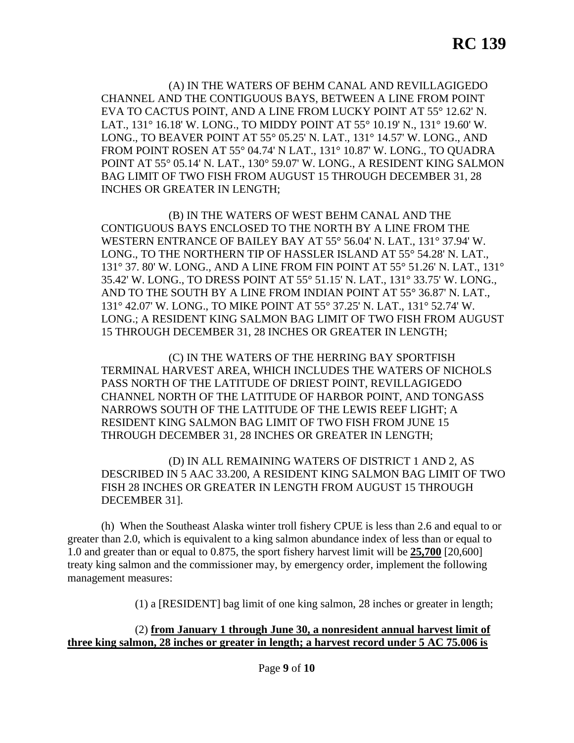**RC 139**

(A) IN THE WATERS OF BEHM CANAL AND REVILLAGIGEDO CHANNEL AND THE CONTIGUOUS BAYS, BETWEEN A LINE FROM POINT EVA TO CACTUS POINT, AND A LINE FROM LUCKY POINT AT 55° 12.62' N. LAT., 131° 16.18' W. LONG., TO MIDDY POINT AT 55° 10.19' N., 131° 19.60' W. LONG., TO BEAVER POINT AT 55° 05.25' N. LAT., 131° 14.57' W. LONG., AND FROM POINT ROSEN AT 55° 04.74' N LAT., 131° 10.87' W. LONG., TO QUADRA POINT AT 55° 05.14' N. LAT., 130° 59.07' W. LONG., A RESIDENT KING SALMON BAG LIMIT OF TWO FISH FROM AUGUST 15 THROUGH DECEMBER 31, 28 INCHES OR GREATER IN LENGTH;

(B) IN THE WATERS OF WEST BEHM CANAL AND THE CONTIGUOUS BAYS ENCLOSED TO THE NORTH BY A LINE FROM THE WESTERN ENTRANCE OF BAILEY BAY AT 55° 56.04' N. LAT., 131° 37.94' W. LONG., TO THE NORTHERN TIP OF HASSLER ISLAND AT 55° 54.28' N. LAT., 131° 37. 80' W. LONG., AND A LINE FROM FIN POINT AT 55° 51.26' N. LAT., 131° 35.42' W. LONG., TO DRESS POINT AT 55° 51.15' N. LAT., 131° 33.75' W. LONG., AND TO THE SOUTH BY A LINE FROM INDIAN POINT AT 55° 36.87' N. LAT., 131° 42.07' W. LONG., TO MIKE POINT AT 55° 37.25' N. LAT., 131° 52.74' W. LONG.; A RESIDENT KING SALMON BAG LIMIT OF TWO FISH FROM AUGUST 15 THROUGH DECEMBER 31, 28 INCHES OR GREATER IN LENGTH;

(C) IN THE WATERS OF THE HERRING BAY SPORTFISH TERMINAL HARVEST AREA, WHICH INCLUDES THE WATERS OF NICHOLS PASS NORTH OF THE LATITUDE OF DRIEST POINT, REVILLAGIGEDO CHANNEL NORTH OF THE LATITUDE OF HARBOR POINT, AND TONGASS NARROWS SOUTH OF THE LATITUDE OF THE LEWIS REEF LIGHT; A RESIDENT KING SALMON BAG LIMIT OF TWO FISH FROM JUNE 15 THROUGH DECEMBER 31, 28 INCHES OR GREATER IN LENGTH;

(D) IN ALL REMAINING WATERS OF DISTRICT 1 AND 2, AS DESCRIBED IN 5 AAC 33.200, A RESIDENT KING SALMON BAG LIMIT OF TWO FISH 28 INCHES OR GREATER IN LENGTH FROM AUGUST 15 THROUGH DECEMBER 31].

(h) When the Southeast Alaska winter troll fishery CPUE is less than 2.6 and equal to or greater than 2.0, which is equivalent to a king salmon abundance index of less than or equal to 1.0 and greater than or equal to 0.875, the sport fishery harvest limit will be **<u>25,700</u>** [20,600] treaty king salmon and the commissioner may, by emergency order, implement the following management measures:

(1) a [RESIDENT] bag limit of one king salmon, 28 inches or greater in length;

(2) **<u>from January 1 through June 30, a nonresident annual harvest limit of three king salmon, 28 inches or greater in length; a harvest record under 5 AC 75.006 is</u>**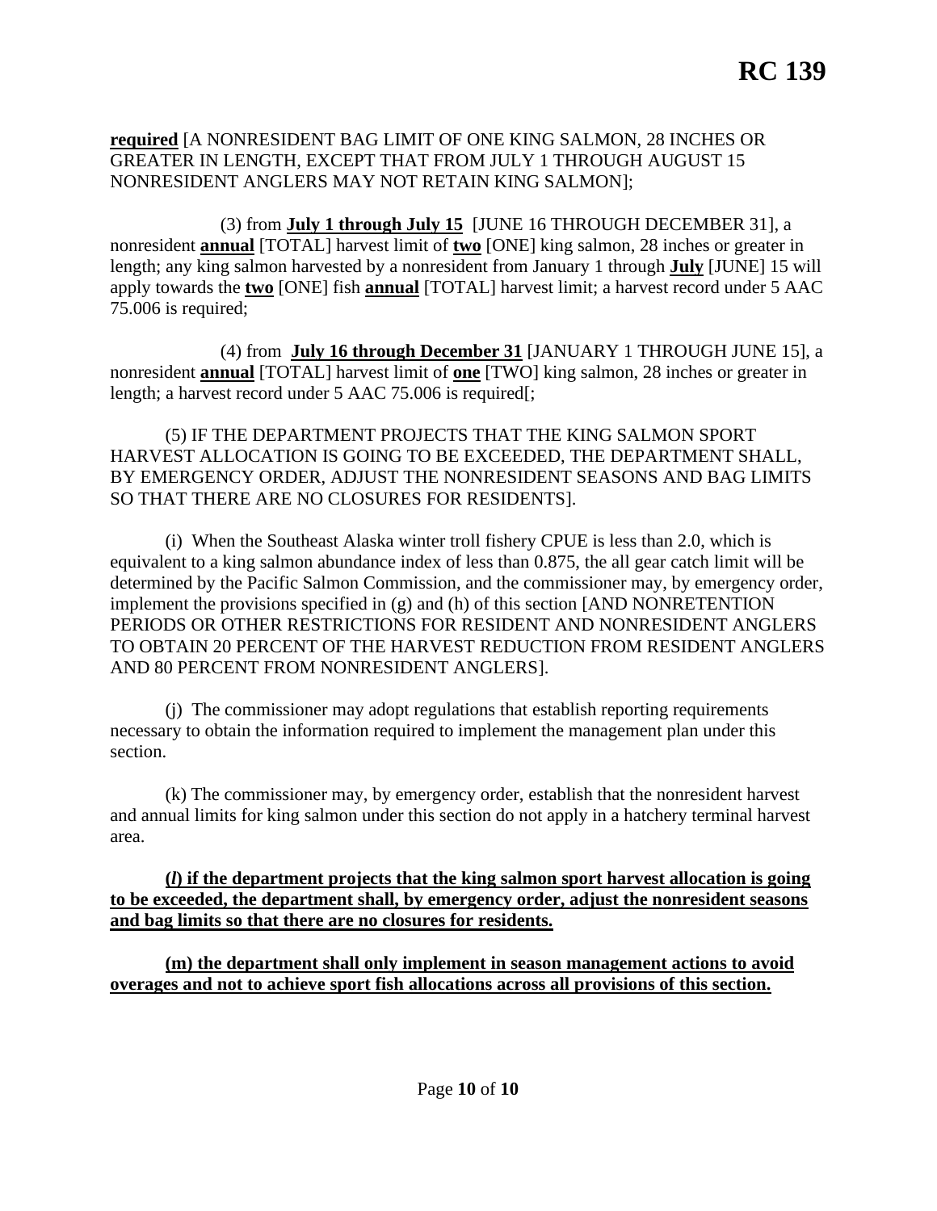**required** [A NONRESIDENT BAG LIMIT OF ONE KING SALMON, 28 INCHES OR GREATER IN LENGTH, EXCEPT THAT FROM JULY 1 THROUGH AUGUST 15 NONRESIDENT ANGLERS MAY NOT RETAIN KING SALMON];

(3) from **July 1 through July 15** [JUNE 16 THROUGH DECEMBER 31], a nonresident **annual** [TOTAL] harvest limit of **two** [ONE] king salmon, 28 inches or greater in length; any king salmon harvested by a nonresident from January 1 through **July** [JUNE] 15 will apply towards the **two** [ONE] fish **annual** [TOTAL] harvest limit; a harvest record under 5 AAC 75.006 is required;

(4) from **July 16 through December 31** [JANUARY 1 THROUGH JUNE 15], a nonresident **annual** [TOTAL] harvest limit of **one** [TWO] king salmon, 28 inches or greater in length; a harvest record under 5 AAC 75.006 is required[;

(5) IF THE DEPARTMENT PROJECTS THAT THE KING SALMON SPORT HARVEST ALLOCATION IS GOING TO BE EXCEEDED, THE DEPARTMENT SHALL, BY EMERGENCY ORDER, ADJUST THE NONRESIDENT SEASONS AND BAG LIMITS SO THAT THERE ARE NO CLOSURES FOR RESIDENTS].

(i) When the Southeast Alaska winter troll fishery CPUE is less than 2.0, which is equivalent to a king salmon abundance index of less than 0.875, the all gear catch limit will be determined by the Pacific Salmon Commission, and the commissioner may, by emergency order, implement the provisions specified in (g) and (h) of this section [AND NONRETENTION PERIODS OR OTHER RESTRICTIONS FOR RESIDENT AND NONRESIDENT ANGLERS TO OBTAIN 20 PERCENT OF THE HARVEST REDUCTION FROM RESIDENT ANGLERS AND 80 PERCENT FROM NONRESIDENT ANGLERS].

(j) The commissioner may adopt regulations that establish reporting requirements necessary to obtain the information required to implement the management plan under this section.

(k) The commissioner may, by emergency order, establish that the nonresident harvest and annual limits for king salmon under this section do not apply in a hatchery terminal harvest area.

**(*l*) if the department projects that the king salmon sport harvest allocation is going to be exceeded, the department shall, by emergency order, adjust the nonresident seasons and bag limits so that there are no closures for residents.**

**(m) the department shall only implement in season management actions to avoid overages and not to achieve sport fish allocations across all provisions of this section.**